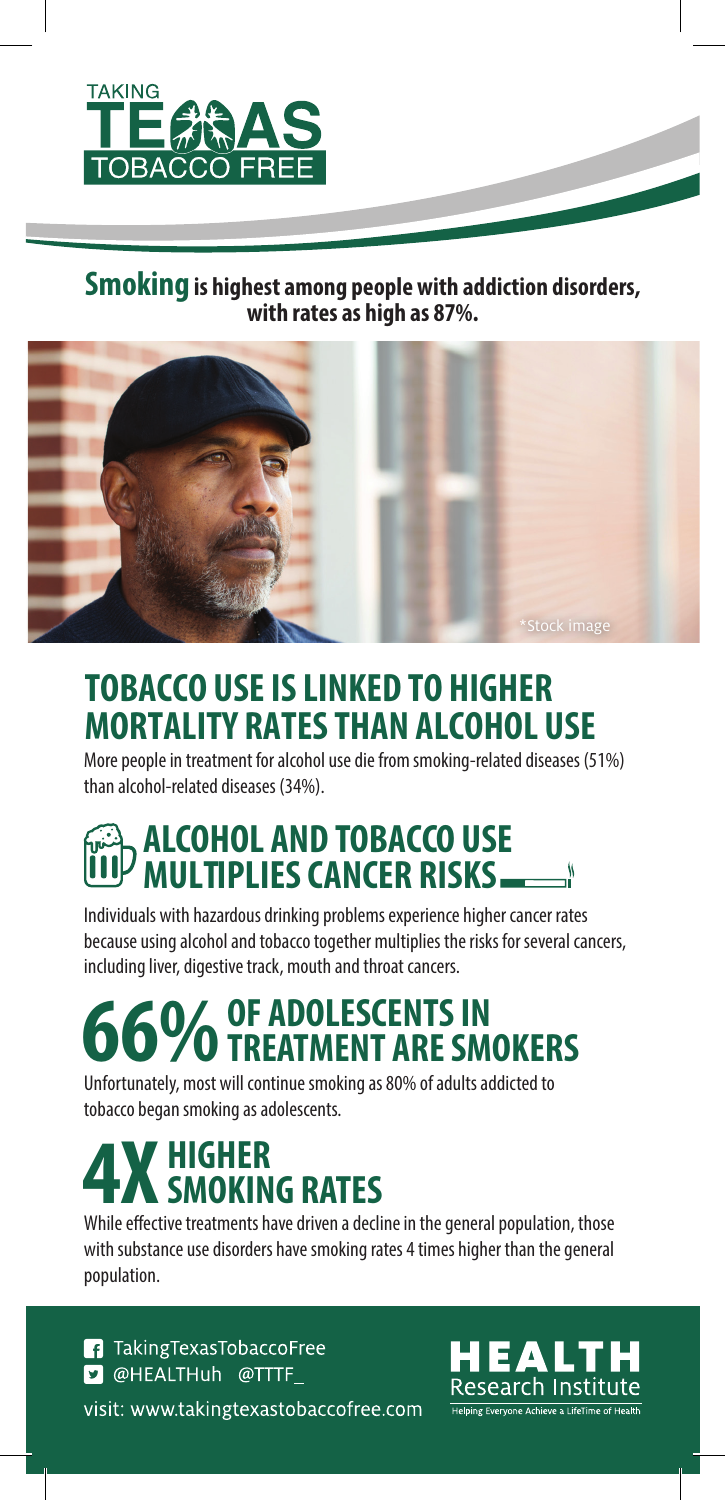TAKING TEXAS TOBACCO FREE

**Smoking is highest among people with addiction disorders, with rates as high as 87%.**

*Stock image

## TOBACCO USE IS LINKED TO HIGHER MORTALITY RATES THAN ALCOHOL USE

More people in treatment for alcohol use die from smoking-related diseases (51%) than alcohol-related diseases (34%).

## ALCOHOL AND TOBACCO USE MULTIPLIES CANCER RISKS

Individuals with hazardous drinking problems experience higher cancer rates because using alcohol and tobacco together multiplies the risks for several cancers, including liver, digestive track, mouth and throat cancers.

## 66% OF ADOLESCENTS IN TREATMENT ARE SMOKERS

Unfortunately, most will continue smoking as 80% of adults addicted to tobacco began smoking as adolescents.

## 4X HIGHER SMOKING RATES

While effective treatments have driven a decline in the general population, those with substance use disorders have smoking rates 4 times higher than the general population.

TakingTexasTobaccoFree
@HEALTHuh @TTTF_
visit: www.takingtexastobaccofree.com

HEALTH Research Institute
Helping Everyone Achieve a LifeTime of Health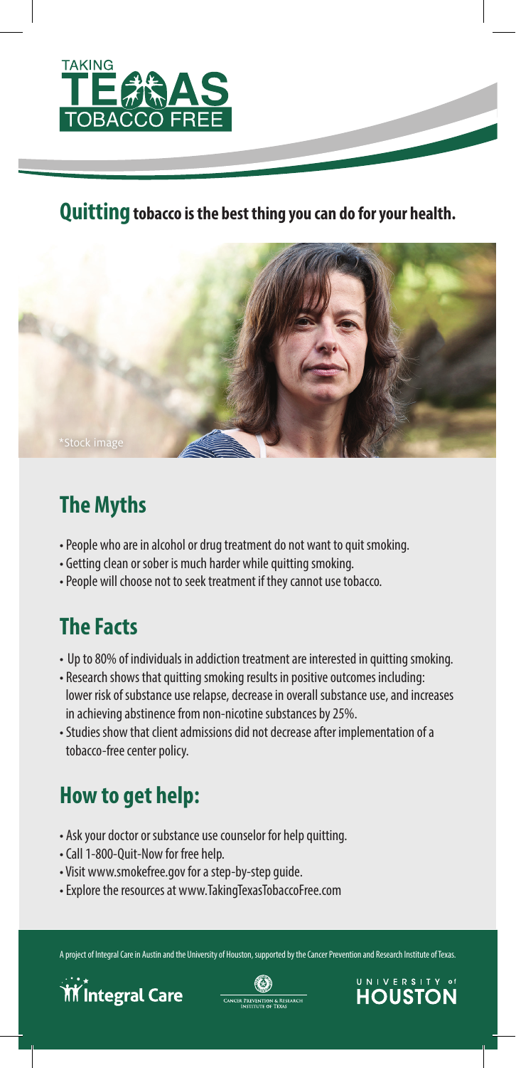TAKING TEXAS TOBACCO FREE

**Quitting** **tobacco is the best thing you can do for your health.**

*Stock image

## The Myths

- People who are in alcohol or drug treatment do not want to quit smoking.
- Getting clean or sober is much harder while quitting smoking.
- People will choose not to seek treatment if they cannot use tobacco.

## The Facts

- Up to 80% of individuals in addiction treatment are interested in quitting smoking.
- Research shows that quitting smoking results in positive outcomes including: lower risk of substance use relapse, decrease in overall substance use, and increases in achieving abstinence from non-nicotine substances by 25%.
- Studies show that client admissions did not decrease after implementation of a tobacco-free center policy.

## How to get help:

- Ask your doctor or substance use counselor for help quitting.
- Call 1-800-Quit-Now for free help.
- Visit www.smokefree.gov for a step-by-step guide.
- Explore the resources at www.TakingTexasTobaccoFree.com

A project of Integral Care in Austin and the University of Houston, supported by the Cancer Prevention and Research Institute of Texas.

Integral Care

Cancer Prevention & Research Institute of Texas

University of Houston